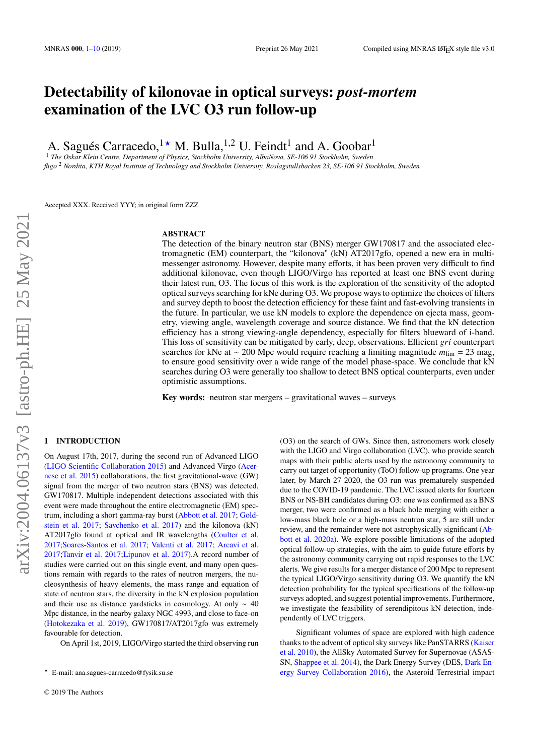# Detectability of kilonovae in optical surveys: *post-mortem* examination of the LVC O3 run follow-up

A. Sagués Carracedo,[1⋆] M. Bulla,[1,2] U. Feindt[1] and A. Goobar[1]

[1] The Oskar Klein Centre, Department of Physics, Stockholm University, AlbaNova, SE-106 91 Stockholm, Sweden

fligo [2] Nordita, KTH Royal Institute of Technology and Stockholm University, Roslagstullsbacken 23, SE-106 91 Stockholm, Sweden

Accepted XXX. Received YYY; in original form ZZZ

## ABSTRACT

The detection of the binary neutron star (BNS) merger GW170817 and the associated electromagnetic (EM) counterpart, the "kilonova" (kN) AT2017gfo, opened a new era in multi-messenger astronomy. However, despite many efforts, it has been proven very difficult to find additional kilonovae, even though LIGO/Virgo has reported at least one BNS event during their latest run, O3. The focus of this work is the exploration of the sensitivity of the adopted optical surveys searching for kNe during O3. We propose ways to optimize the choices of filters and survey depth to boost the detection efficiency for these faint and fast-evolving transients in the future. In particular, we use kN models to explore the dependence on ejecta mass, geometry, viewing angle, wavelength coverage and source distance. We find that the kN detection efficiency has a strong viewing-angle dependency, especially for filters blueward of i-band. This loss of sensitivity can be mitigated by early, deep, observations. Efficient *gri* counterpart searches for kNe at ∼ 200 Mpc would require reaching a limiting magnitude $m_{\rm lim}$ = 23 mag, to ensure good sensitivity over a wide range of the model phase-space. We conclude that kN searches during O3 were generally too shallow to detect BNS optical counterparts, even under optimistic assumptions.

**Key words:** neutron star mergers – gravitational waves – surveys

## 1 INTRODUCTION

On August 17th, 2017, during the second run of Advanced LIGO (LIGO Scientific Collaboration 2015) and Advanced Virgo (Acernese et al. 2015) collaborations, the first gravitational-wave (GW) signal from the merger of two neutron stars (BNS) was detected, GW170817. Multiple independent detections associated with this event were made throughout the entire electromagnetic (EM) spectrum, including a short gamma-ray burst (Abbott et al. 2017; Goldstein et al. 2017; Savchenko et al. 2017) and the kilonova (kN) AT2017gfo found at optical and IR wavelengths (Coulter et al. 2017;Soares-Santos et al. 2017; Valenti et al. 2017; Arcavi et al. 2017;Tanvir et al. 2017;Lipunov et al. 2017).A record number of studies were carried out on this single event, and many open questions remain with regards to the rates of neutron mergers, the nucleosynthesis of heavy elements, the mass range and equation of state of neutron stars, the diversity in the kN explosion population and their use as distance yardsticks in cosmology. At only ∼ 40 Mpc distance, in the nearby galaxy NGC 4993, and close to face-on (Hotokezaka et al. 2019), GW170817/AT2017gfo was extremely favourable for detection.

On April 1st, 2019, LIGO/Virgo started the third observing run (O3) on the search of GWs. Since then, astronomers work closely with the LIGO and Virgo collaboration (LVC), who provide search maps with their public alerts used by the astronomy community to carry out target of opportunity (ToO) follow-up programs. One year later, by March 27 2020, the O3 run was prematurely suspended due to the COVID-19 pandemic. The LVC issued alerts for fourteen BNS or NS-BH candidates during O3: one was confirmed as a BNS merger, two were confirmed as a black hole merging with either a low-mass black hole or a high-mass neutron star, 5 are still under review, and the remainder were not astrophysically significant (Abbott et al. 2020a). We explore possible limitations of the adopted optical follow-up strategies, with the aim to guide future efforts by the astronomy community carrying out rapid responses to the LVC alerts. We give results for a merger distance of 200 Mpc to represent the typical LIGO/Virgo sensitivity during O3. We quantify the kN detection probability for the typical specifications of the follow-up surveys adopted, and suggest potential improvements. Furthermore, we investigate the feasibility of serendipitous kN detection, independently of LVC triggers.

Significant volumes of space are explored with high cadence thanks to the advent of optical sky surveys like PanSTARRS (Kaiser et al. 2010), the AllSky Automated Survey for Supernovae (ASAS-SN, Shappee et al. 2014), the Dark Energy Survey (DES, Dark Energy Survey Collaboration 2016), the Asteroid Terrestrial impact

⋆ E-mail: ana.sagues-carracedo@fysik.su.se

© 2019 The Authors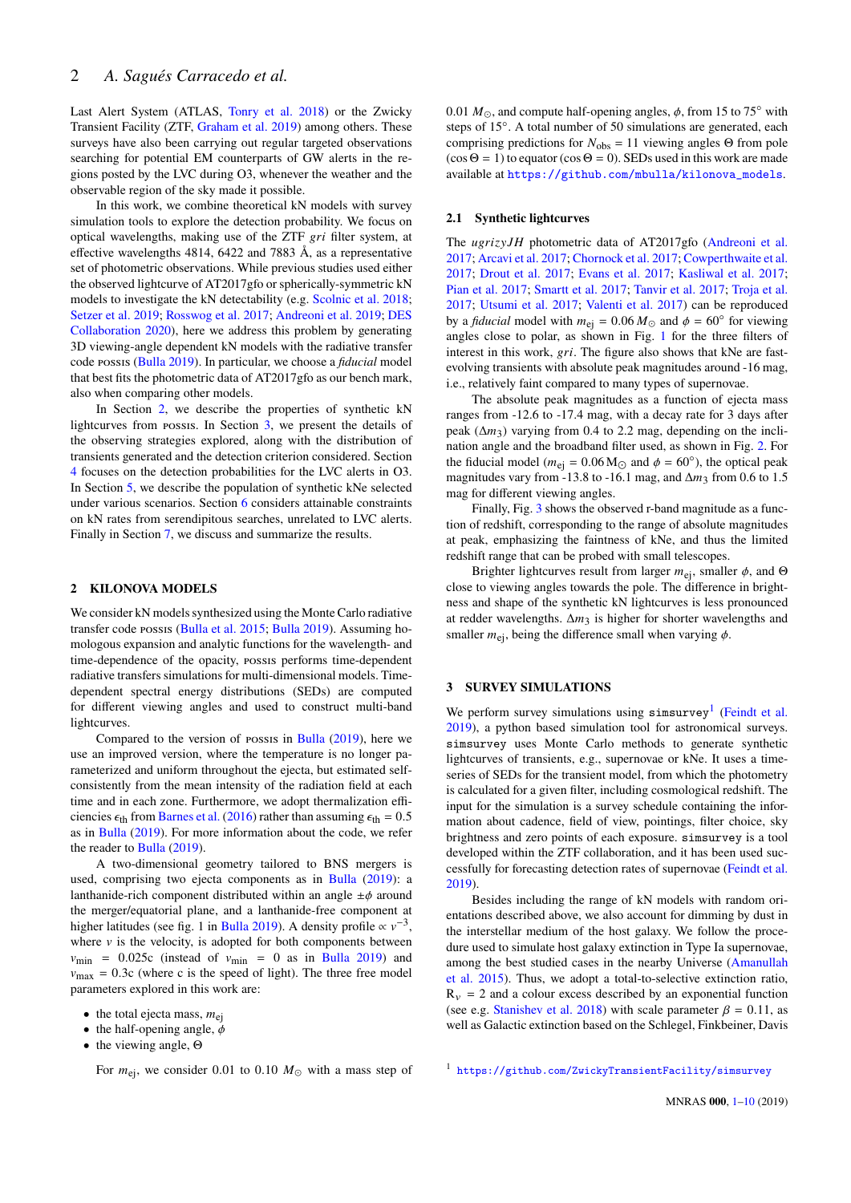Last Alert System (ATLAS, Tonry et al. 2018) or the Zwicky Transient Facility (ZTF, Graham et al. 2019) among others. These surveys have also been carrying out regular targeted observations searching for potential EM counterparts of GW alerts in the regions posted by the LVC during O3, whenever the weather and the observable region of the sky made it possible.

In this work, we combine theoretical kN models with survey simulation tools to explore the detection probability. We focus on optical wavelengths, making use of the ZTF *gri* filter system, at effective wavelengths 4814, 6422 and 7883 Å, as a representative set of photometric observations. While previous studies used either the observed lightcurve of AT2017gfo or spherically-symmetric kN models to investigate the kN detectability (e.g. Scolnic et al. 2018; Setzer et al. 2019; Rosswog et al. 2017; Andreoni et al. 2019; DES Collaboration 2020), here we address this problem by generating 3D viewing-angle dependent kN models with the radiative transfer code POSSIS (Bulla 2019). In particular, we choose a *fiducial* model that best fits the photometric data of AT2017gfo as our bench mark, also when comparing other models.

In Section 2, we describe the properties of synthetic kN lightcurves from POSSIS. In Section 3, we present the details of the observing strategies explored, along with the distribution of transients generated and the detection criterion considered. Section 4 focuses on the detection probabilities for the LVC alerts in O3. In Section 5, we describe the population of synthetic kNe selected under various scenarios. Section 6 considers attainable constraints on kN rates from serendipitous searches, unrelated to LVC alerts. Finally in Section 7, we discuss and summarize the results.

## 2 KILONOVA MODELS

We consider kN models synthesized using the Monte Carlo radiative transfer code POSSIS (Bulla et al. 2015; Bulla 2019). Assuming homologous expansion and analytic functions for the wavelength- and time-dependence of the opacity, POSSIS performs time-dependent radiative transfers simulations for multi-dimensional models. Time-dependent spectral energy distributions (SEDs) are computed for different viewing angles and used to construct multi-band lightcurves.

Compared to the version of POSSIS in Bulla (2019), here we use an improved version, where the temperature is no longer parameterized and uniform throughout the ejecta, but estimated self-consistently from the mean intensity of the radiation field at each time and in each zone. Furthermore, we adopt thermalization efficiencies $\epsilon_{\rm th}$ from Barnes et al. (2016) rather than assuming $\epsilon_{\rm th} = 0.5$ as in Bulla (2019). For more information about the code, we refer the reader to Bulla (2019).

A two-dimensional geometry tailored to BNS mergers is used, comprising two ejecta components as in Bulla (2019): a lanthanide-rich component distributed within an angle $\pm\phi$ around the merger/equatorial plane, and a lanthanide-free component at higher latitudes (see fig. 1 in Bulla 2019). A density profile $\propto v^{-3}$, where $v$ is the velocity, is adopted for both components between $v_{\rm min} = 0.025$c (instead of $v_{\rm min} = 0$ as in Bulla 2019) and $v_{\rm max} = 0.3$c (where c is the speed of light). The three free model parameters explored in this work are:

- the total ejecta mass, $m_{\rm ej}$
- the half-opening angle, $\phi$
- the viewing angle, $\Theta$

For $m_{\rm ej}$, we consider 0.01 to 0.10 $M_\odot$ with a mass step of 0.01 $M_\odot$, and compute half-opening angles, $\phi$, from 15 to 75° with steps of 15°. A total number of 50 simulations are generated, each comprising predictions for $N_{\rm obs} = 11$ viewing angles $\Theta$ from pole ($\cos\Theta = 1$) to equator ($\cos\Theta = 0$). SEDs used in this work are made available at https://github.com/mbulla/kilonova_models.

### 2.1 Synthetic lightcurves

The *ugrizyJH* photometric data of AT2017gfo (Andreoni et al. 2017; Arcavi et al. 2017; Chornock et al. 2017; Cowperthwaite et al. 2017; Drout et al. 2017; Evans et al. 2017; Kasliwal et al. 2017; Pian et al. 2017; Smartt et al. 2017; Tanvir et al. 2017; Troja et al. 2017; Utsumi et al. 2017; Valenti et al. 2017) can be reproduced by a *fiducial* model with $m_{\rm ej} = 0.06\,M_\odot$ and $\phi = 60°$ for viewing angles close to polar, as shown in Fig. 1 for the three filters of interest in this work, *gri*. The figure also shows that kNe are fast-evolving transients with absolute peak magnitudes around -16 mag, i.e., relatively faint compared to many types of supernovae.

The absolute peak magnitudes as a function of ejecta mass ranges from -12.6 to -17.4 mag, with a decay rate for 3 days after peak ($\Delta m_3$) varying from 0.4 to 2.2 mag, depending on the inclination angle and the broadband filter used, as shown in Fig. 2. For the fiducial model ($m_{\rm ej} = 0.06\,{\rm M}_\odot$ and $\phi = 60°$), the optical peak magnitudes vary from -13.8 to -16.1 mag, and $\Delta m_3$ from 0.6 to 1.5 mag for different viewing angles.

Finally, Fig. 3 shows the observed r-band magnitude as a function of redshift, corresponding to the range of absolute magnitudes at peak, emphasizing the faintness of kNe, and thus the limited redshift range that can be probed with small telescopes.

Brighter lightcurves result from larger $m_{\rm ej}$, smaller $\phi$, and $\Theta$ close to viewing angles towards the pole. The difference in brightness and shape of the synthetic kN lightcurves is less pronounced at redder wavelengths. $\Delta m_3$ is higher for shorter wavelengths and smaller $m_{\rm ej}$, being the difference small when varying $\phi$.

## 3 SURVEY SIMULATIONS

We perform survey simulations using `simsurvey`[1] (Feindt et al. 2019), a python based simulation tool for astronomical surveys. `simsurvey` uses Monte Carlo methods to generate synthetic lightcurves of transients, e.g., supernovae or kNe. It uses a time-series of SEDs for the transient model, from which the photometry is calculated for a given filter, including cosmological redshift. The input for the simulation is a survey schedule containing the information about cadence, field of view, pointings, filter choice, sky brightness and zero points of each exposure. `simsurvey` is a tool developed within the ZTF collaboration, and it has been used successfully for forecasting detection rates of supernovae (Feindt et al. 2019).

Besides including the range of kN models with random orientations described above, we also account for dimming by dust in the interstellar medium of the host galaxy. We follow the procedure used to simulate host galaxy extinction in Type Ia supernovae, among the best studied cases in the nearby Universe (Amanullah et al. 2015). Thus, we adopt a total-to-selective extinction ratio, $R_v = 2$ and a colour excess described by an exponential function (see e.g. Stanishev et al. 2018) with scale parameter $\beta = 0.11$, as well as Galactic extinction based on the Schlegel, Finkbeiner, Davis

[1] https://github.com/ZwickyTransientFacility/simsurvey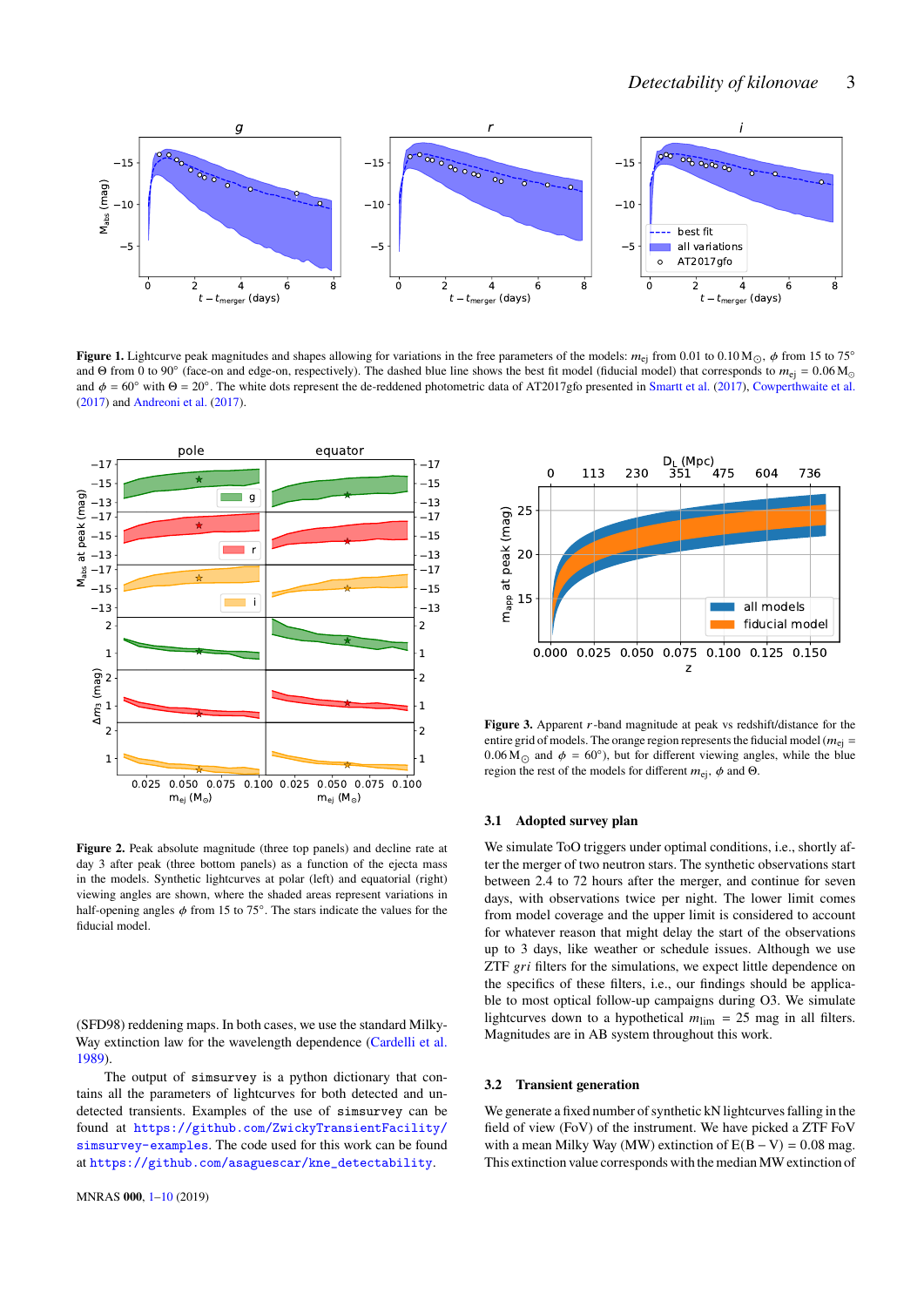**Figure 1.** Lightcurve peak magnitudes and shapes allowing for variations in the free parameters of the models: $m_{ej}$ from 0.01 to 0.10 $M_\odot$, $\phi$ from 15 to 75° and $\Theta$ from 0 to 90° (face-on and edge-on, respectively). The dashed blue line shows the best fit model (fiducial model) that corresponds to $m_{ej}$ = 0.06 $M_\odot$ and $\phi$ = 60° with $\Theta$ = 20°. The white dots represent the de-reddened photometric data of AT2017gfo presented in Smartt et al. (2017), Cowperthwaite et al. (2017) and Andreoni et al. (2017).

**Figure 2.** Peak absolute magnitude (three top panels) and decline rate at day 3 after peak (three bottom panels) as a function of the ejecta mass in the models. Synthetic lightcurves at polar (left) and equatorial (right) viewing angles are shown, where the shaded areas represent variations in half-opening angles $\phi$ from 15 to 75°. The stars indicate the values for the fiducial model.

**Figure 3.** Apparent $r$-band magnitude at peak vs redshift/distance for the entire grid of models. The orange region represents the fiducial model ($m_{ej}$ = 0.06 $M_\odot$ and $\phi$ = 60°), but for different viewing angles, while the blue region the rest of the models for different $m_{ej}$, $\phi$ and $\Theta$.

(SFD98) reddening maps. In both cases, we use the standard Milky-Way extinction law for the wavelength dependence (Cardelli et al. 1989).

The output of `simsurvey` is a python dictionary that contains all the parameters of lightcurves for both detected and undetected transients. Examples of the use of `simsurvey` can be found at https://github.com/ZwickyTransientFacility/simsurvey-examples. The code used for this work can be found at https://github.com/asaguescar/kne_detectability.

### 3.1 Adopted survey plan

We simulate ToO triggers under optimal conditions, i.e., shortly after the merger of two neutron stars. The synthetic observations start between 2.4 to 72 hours after the merger, and continue for seven days, with observations twice per night. The lower limit comes from model coverage and the upper limit is considered to account for whatever reason that might delay the start of the observations up to 3 days, like weather or schedule issues. Although we use ZTF $gri$ filters for the simulations, we expect little dependence on the specifics of these filters, i.e., our findings should be applicable to most optical follow-up campaigns during O3. We simulate lightcurves down to a hypothetical $m_{lim}$ = 25 mag in all filters. Magnitudes are in AB system throughout this work.

### 3.2 Transient generation

We generate a fixed number of synthetic kN lightcurves falling in the field of view (FoV) of the instrument. We have picked a ZTF FoV with a mean Milky Way (MW) extinction of E(B − V) = 0.08 mag. This extinction value corresponds with the median MW extinction of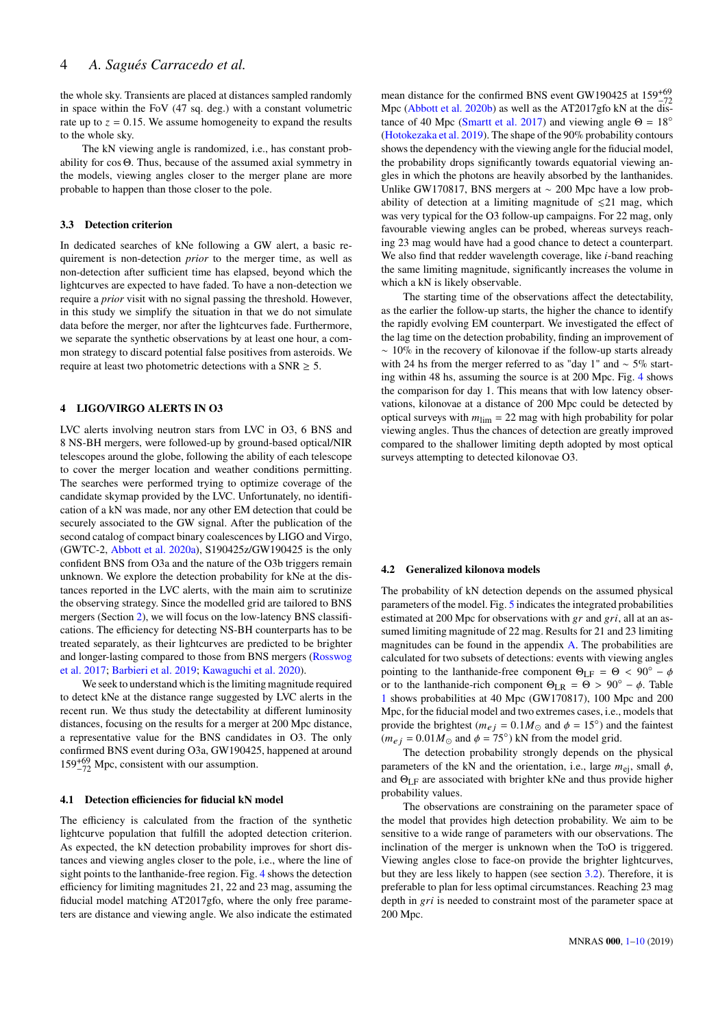the whole sky. Transients are placed at distances sampled randomly in space within the FoV (47 sq. deg.) with a constant volumetric rate up to $z = 0.15$. We assume homogeneity to expand the results to the whole sky.

The kN viewing angle is randomized, i.e., has constant probability for $\cos\Theta$. Thus, because of the assumed axial symmetry in the models, viewing angles closer to the merger plane are more probable to happen than those closer to the pole.

### 3.3 Detection criterion

In dedicated searches of kNe following a GW alert, a basic requirement is non-detection *prior* to the merger time, as well as non-detection after sufficient time has elapsed, beyond which the lightcurves are expected to have faded. To have a non-detection we require a *prior* visit with no signal passing the threshold. However, in this study we simplify the situation in that we do not simulate data before the merger, nor after the lightcurves fade. Furthermore, we separate the synthetic observations by at least one hour, a common strategy to discard potential false positives from asteroids. We require at least two photometric detections with a SNR $\geq 5$.

## 4 LIGO/VIRGO ALERTS IN O3

LVC alerts involving neutron stars from LVC in O3, 6 BNS and 8 NS-BH mergers, were followed-up by ground-based optical/NIR telescopes around the globe, following the ability of each telescope to cover the merger location and weather conditions permitting. The searches were performed trying to optimize coverage of the candidate skymap provided by the LVC. Unfortunately, no identification of a kN was made, nor any other EM detection that could be securely associated to the GW signal. After the publication of the second catalog of compact binary coalescences by LIGO and Virgo, (GWTC-2, Abbott et al. 2020a), S190425z/GW190425 is the only confident BNS from O3a and the nature of the O3b triggers remain unknown. We explore the detection probability for kNe at the distances reported in the LVC alerts, with the main aim to scrutinize the observing strategy. Since the modelled grid are tailored to BNS mergers (Section 2), we will focus on the low-latency BNS classifications. The efficiency for detecting NS-BH counterparts has to be treated separately, as their lightcurves are predicted to be brighter and longer-lasting compared to those from BNS mergers (Rosswog et al. 2017; Barbieri et al. 2019; Kawaguchi et al. 2020).

We seek to understand which is the limiting magnitude required to detect kNe at the distance range suggested by LVC alerts in the recent run. We thus study the detectability at different luminosity distances, focusing on the results for a merger at 200 Mpc distance, a representative value for the BNS candidates in O3. The only confirmed BNS event during O3a, GW190425, happened at around $159^{+69}_{-72}$ Mpc, consistent with our assumption.

### 4.1 Detection efficiencies for fiducial kN model

The efficiency is calculated from the fraction of the synthetic lightcurve population that fulfill the adopted detection criterion. As expected, the kN detection probability improves for short distances and viewing angles closer to the pole, i.e., where the line of sight points to the lanthanide-free region. Fig. 4 shows the detection efficiency for limiting magnitudes 21, 22 and 23 mag, assuming the fiducial model matching AT2017gfo, where the only free parameters are distance and viewing angle. We also indicate the estimated mean distance for the confirmed BNS event GW190425 at $159^{+69}_{-72}$ Mpc (Abbott et al. 2020b) as well as the AT2017gfo kN at the distance of 40 Mpc (Smartt et al. 2017) and viewing angle $\Theta = 18^{\circ}$ (Hotokezaka et al. 2019). The shape of the 90% probability contours shows the dependency with the viewing angle for the fiducial model, the probability drops significantly towards equatorial viewing angles in which the photons are heavily absorbed by the lanthanides. Unlike GW170817, BNS mergers at $\sim$ 200 Mpc have a low probability of detection at a limiting magnitude of $\lesssim$21 mag, which was very typical for the O3 follow-up campaigns. For 22 mag, only favourable viewing angles can be probed, whereas surveys reaching 23 mag would have had a good chance to detect a counterpart. We also find that redder wavelength coverage, like *i*-band reaching the same limiting magnitude, significantly increases the volume in which a kN is likely observable.

The starting time of the observations affect the detectability, as the earlier the follow-up starts, the higher the chance to identify the rapidly evolving EM counterpart. We investigated the effect of the lag time on the detection probability, finding an improvement of $\sim$ 10% in the recovery of kilonovae if the follow-up starts already with 24 hs from the merger referred to as "day 1" and $\sim$ 5% starting within 48 hs, assuming the source is at 200 Mpc. Fig. 4 shows the comparison for day 1. This means that with low latency observations, kilonovae at a distance of 200 Mpc could be detected by optical surveys with $m_{\rm lim}$ = 22 mag with high probability for polar viewing angles. Thus the chances of detection are greatly improved compared to the shallower limiting depth adopted by most optical surveys attempting to detected kilonovae O3.

### 4.2 Generalized kilonova models

The probability of kN detection depends on the assumed physical parameters of the model. Fig. 5 indicates the integrated probabilities estimated at 200 Mpc for observations with *gr* and *gri*, all at an assumed limiting magnitude of 22 mag. Results for 21 and 23 limiting magnitudes can be found in the appendix A. The probabilities are calculated for two subsets of detections: events with viewing angles pointing to the lanthanide-free component $\Theta_{\rm LF} = \Theta < 90^{\circ} - \phi$ or to the lanthanide-rich component $\Theta_{\rm LR} = \Theta > 90^{\circ} - \phi$. Table 1 shows probabilities at 40 Mpc (GW170817), 100 Mpc and 200 Mpc, for the fiducial model and two extremes cases, i.e., models that provide the brightest ($m_{ej} = 0.1 M_{\odot}$ and $\phi = 15^{\circ}$) and the faintest ($m_{ej} = 0.01 M_{\odot}$ and $\phi = 75^{\circ}$) kN from the model grid.

The detection probability strongly depends on the physical parameters of the kN and the orientation, i.e., large $m_{\rm ej}$, small $\phi$, and $\Theta_{\rm LF}$ are associated with brighter kNe and thus provide higher probability values.

The observations are constraining on the parameter space of the model that provides high detection probability. We aim to be sensitive to a wide range of parameters with our observations. The inclination of the merger is unknown when the ToO is triggered. Viewing angles close to face-on provide the brighter lightcurves, but they are less likely to happen (see section 3.2). Therefore, it is preferable to plan for less optimal circumstances. Reaching 23 mag depth in *gri* is needed to constraint most of the parameter space at 200 Mpc.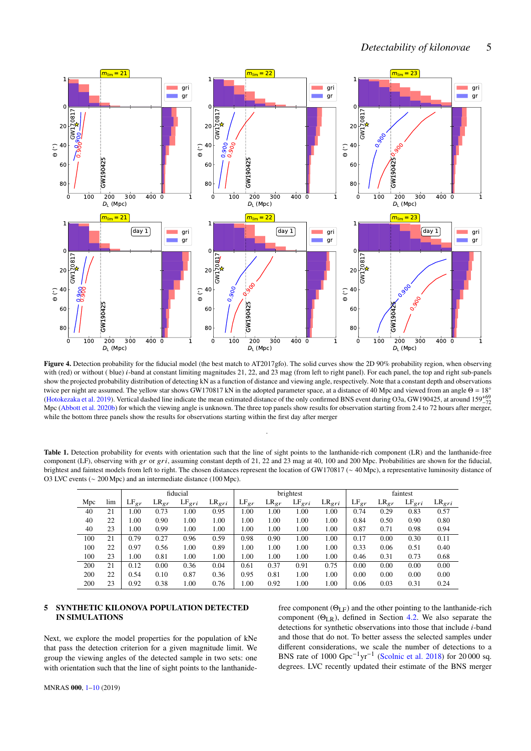**Figure 4.** Detection probability for the fiducial model (the best match to AT2017gfo). The solid curves show the 2D 90% probability region, when observing with (red) or without ( blue) $i$-band at constant limiting magnitudes 21, 22, and 23 mag (from left to right panel). For each panel, the top and right sub-panels show the projected probability distribution of detecting kN as a function of distance and viewing angle, respectively. Note that a constant depth and observations twice per night are assumed. The yellow star shows GW170817 kN in the adopted parameter space, at a distance of 40 Mpc and viewed from an angle $\Theta = 18°$ (Hotokezaka et al. 2019). Vertical dashed line indicate the mean estimated distance of the only confirmed BNS event during O3a, GW190425, at around $159^{+69}_{-72}$ Mpc (Abbott et al. 2020b) for which the viewing angle is unknown. The three top panels show results for observation starting from 2.4 to 72 hours after merger, while the bottom three panels show the results for observations starting within the first day after merger

**Table 1.** Detection probability for events with orientation such that the line of sight points to the lanthanide-rich component (LR) and the lanthanide-free component (LF), observing with $gr$ or $gri$, assuming constant depth of 21, 22 and 23 mag at 40, 100 and 200 Mpc. Probabilities are shown for the fiducial, brightest and faintest models from left to right. The chosen distances represent the location of GW170817 (∼ 40 Mpc), a representative luminosity distance of O3 LVC events (∼ 200 Mpc) and an intermediate distance (100 Mpc).

| | | fiducial | | | | brightest | | | | faintest | | | |
|---|---|---|---|---|---|---|---|---|---|---|---|---|---|
| Mpc | lim | $LF_{gr}$ | $LR_{gr}$ | $LF_{gri}$ | $LR_{gri}$ | $LF_{gr}$ | $LR_{gr}$ | $LF_{gri}$ | $LR_{gri}$ | $LF_{gr}$ | $LR_{gr}$ | $LF_{gri}$ | $LR_{gri}$ |
| 40 | 21 | 1.00 | 0.73 | 1.00 | 0.95 | 1.00 | 1.00 | 1.00 | 1.00 | 0.74 | 0.29 | 0.83 | 0.57 |
| 40 | 22 | 1.00 | 0.90 | 1.00 | 1.00 | 1.00 | 1.00 | 1.00 | 1.00 | 0.84 | 0.50 | 0.90 | 0.80 |
| 40 | 23 | 1.00 | 0.99 | 1.00 | 1.00 | 1.00 | 1.00 | 1.00 | 1.00 | 0.87 | 0.71 | 0.98 | 0.94 |
| 100 | 21 | 0.79 | 0.27 | 0.96 | 0.59 | 0.98 | 0.90 | 1.00 | 1.00 | 0.17 | 0.00 | 0.30 | 0.11 |
| 100 | 22 | 0.97 | 0.56 | 1.00 | 0.89 | 1.00 | 1.00 | 1.00 | 1.00 | 0.33 | 0.06 | 0.51 | 0.40 |
| 100 | 23 | 1.00 | 0.81 | 1.00 | 1.00 | 1.00 | 1.00 | 1.00 | 1.00 | 0.46 | 0.31 | 0.73 | 0.68 |
| 200 | 21 | 0.12 | 0.00 | 0.36 | 0.04 | 0.61 | 0.37 | 0.91 | 0.75 | 0.00 | 0.00 | 0.00 | 0.00 |
| 200 | 22 | 0.54 | 0.10 | 0.87 | 0.36 | 0.95 | 0.81 | 1.00 | 1.00 | 0.00 | 0.00 | 0.00 | 0.00 |
| 200 | 23 | 0.92 | 0.38 | 1.00 | 0.76 | 1.00 | 0.92 | 1.00 | 1.00 | 0.06 | 0.03 | 0.31 | 0.24 |

## 5 SYNTHETIC KILONOVA POPULATION DETECTED IN SIMULATIONS

Next, we explore the model properties for the population of kNe that pass the detection criterion for a given magnitude limit. We group the viewing angles of the detected sample in two sets: one with orientation such that the line of sight points to the lanthanide-free component ($\Theta_{\rm LF}$) and the other pointing to the lanthanide-rich component ($\Theta_{\rm LR}$), defined in Section 4.2. We also separate the detections for synthetic observations into those that include $i$-band and those that do not. To better assess the selected samples under different considerations, we scale the number of detections to a BNS rate of 1000 $\rm Gpc^{-1}yr^{-1}$ (Scolnic et al. 2018) for 20 000 sq. degrees. LVC recently updated their estimate of the BNS merger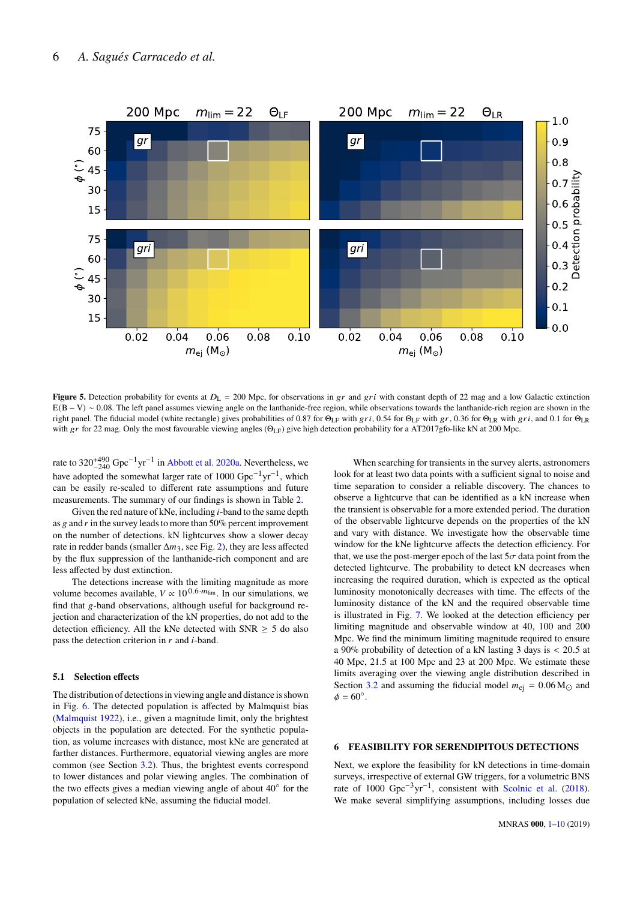**Figure 5.** Detection probability for events at $D_L$ = 200 Mpc, for observations in $gr$ and $gri$ with constant depth of 22 mag and a low Galactic extinction E(B − V) ∼ 0.08. The left panel assumes viewing angle on the lanthanide-free region, while observations towards the lanthanide-rich region are shown in the right panel. The fiducial model (white rectangle) gives probabilities of 0.87 for $\Theta_{LF}$ with $gri$, 0.54 for $\Theta_{LF}$ with $gr$, 0.36 for $\Theta_{LR}$ with $gri$, and 0.1 for $\Theta_{LR}$ with $gr$ for 22 mag. Only the most favourable viewing angles ($\Theta_{LF}$) give high detection probability for a AT2017gfo-like kN at 200 Mpc.

rate to $320^{+490}_{-240}$ Gpc$^{-1}$yr$^{-1}$ in Abbott et al. 2020a. Nevertheless, we have adopted the somewhat larger rate of 1000 Gpc$^{-1}$yr$^{-1}$, which can be easily re-scaled to different rate assumptions and future measurements. The summary of our findings is shown in Table 2.

Given the red nature of kNe, including $i$-band to the same depth as $g$ and $r$ in the survey leads to more than 50% percent improvement on the number of detections. kN lightcurves show a slower decay rate in redder bands (smaller $\Delta m_3$, see Fig. 2), they are less affected by the flux suppression of the lanthanide-rich component and are less affected by dust extinction.

The detections increase with the limiting magnitude as more volume becomes available, $V \propto 10^{0.6 \cdot m_{\rm lim}}$. In our simulations, we find that $g$-band observations, although useful for background rejection and characterization of the kN properties, do not add to the detection efficiency. All the kNe detected with SNR ≥ 5 do also pass the detection criterion in $r$ and $i$-band.

### 5.1 Selection effects

The distribution of detections in viewing angle and distance is shown in Fig. 6. The detected population is affected by Malmquist bias (Malmquist 1922), i.e., given a magnitude limit, only the brightest objects in the population are detected. For the synthetic population, as volume increases with distance, most kNe are generated at farther distances. Furthermore, equatorial viewing angles are more common (see Section 3.2). Thus, the brightest events correspond to lower distances and polar viewing angles. The combination of the two effects gives a median viewing angle of about 40° for the population of selected kNe, assuming the fiducial model.

When searching for transients in the survey alerts, astronomers look for at least two data points with a sufficient signal to noise and time separation to consider a reliable discovery. The chances to observe a lightcurve that can be identified as a kN increase when the transient is observable for a more extended period. The duration of the observable lightcurve depends on the properties of the kN and vary with distance. We investigate how the observable time window for the kNe lightcurve affects the detection efficiency. For that, we use the post-merger epoch of the last 5$\sigma$ data point from the detected lightcurve. The probability to detect kN decreases when increasing the required duration, which is expected as the optical luminosity monotonically decreases with time. The effects of the luminosity distance of the kN and the required observable time is illustrated in Fig. 7. We looked at the detection efficiency per limiting magnitude and observable window at 40, 100 and 200 Mpc. We find the minimum limiting magnitude required to ensure a 90% probability of detection of a kN lasting 3 days is < 20.5 at 40 Mpc, 21.5 at 100 Mpc and 23 at 200 Mpc. We estimate these limits averaging over the viewing angle distribution described in Section 3.2 and assuming the fiducial model $m_{\rm ej}$ = 0.06 M$_\odot$ and $\phi$ = 60°.

## 6 FEASIBILITY FOR SERENDIPITOUS DETECTIONS

Next, we explore the feasibility for kN detections in time-domain surveys, irrespective of external GW triggers, for a volumetric BNS rate of 1000 Gpc$^{-3}$yr$^{-1}$, consistent with Scolnic et al. (2018). We make several simplifying assumptions, including losses due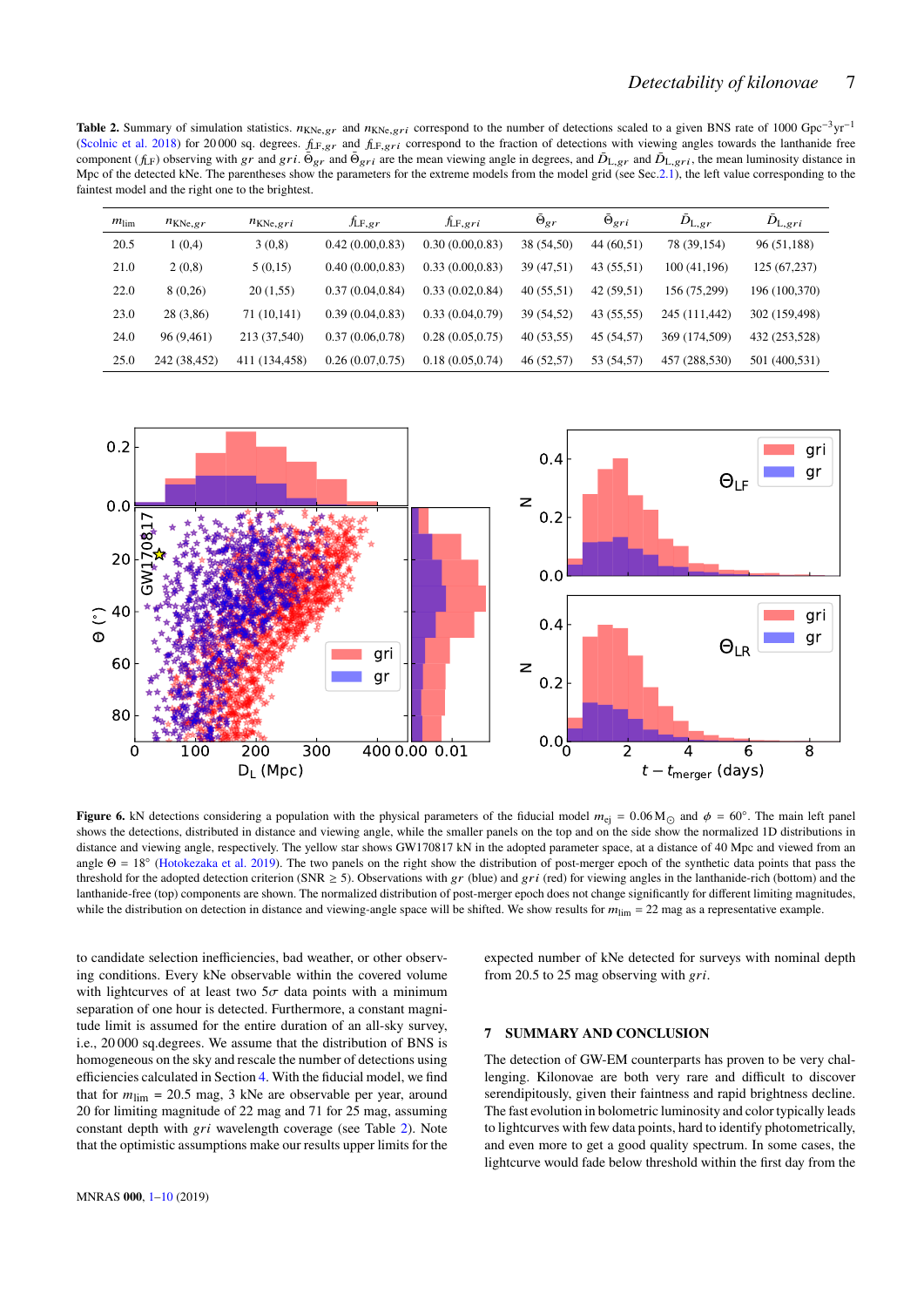**Table 2.** Summary of simulation statistics. $n_{\mathrm{KNe},gr}$ and $n_{\mathrm{KNe},gri}$ correspond to the number of detections scaled to a given BNS rate of 1000 Gpc$^{-3}$yr$^{-1}$ (Scolnic et al. 2018) for 20 000 sq. degrees. $f_{\mathrm{LF},gr}$ and $f_{\mathrm{LF},gri}$ correspond to the fraction of detections with viewing angles towards the lanthanide free component ($f_{\mathrm{LF}}$) observing with $gr$ and $gri$. $\bar{\Theta}_{gr}$ and $\bar{\Theta}_{gri}$ are the mean viewing angle in degrees, and $\bar{D}_{\mathrm{L},gr}$ and $\bar{D}_{\mathrm{L},gri}$, the mean luminosity distance in Mpc of the detected kNe. The parentheses show the parameters for the extreme models from the model grid (see Sec.2.1), the left value corresponding to the faintest model and the right one to the brightest.

| $m_{\mathrm{lim}}$ | $n_{\mathrm{KNe},gr}$ | $n_{\mathrm{KNe},gri}$ | $f_{\mathrm{LF},gr}$ | $f_{\mathrm{LF},gri}$ | $\bar{\Theta}_{gr}$ | $\bar{\Theta}_{gri}$ | $\bar{D}_{\mathrm{L},gr}$ | $\bar{D}_{\mathrm{L},gri}$ |
|---|---|---|---|---|---|---|---|---|
| 20.5 | 1 (0,4) | 3 (0,8) | 0.42 (0.00,0.83) | 0.30 (0.00,0.83) | 38 (54,50) | 44 (60,51) | 78 (39,154) | 96 (51,188) |
| 21.0 | 2 (0,8) | 5 (0,15) | 0.40 (0.00,0.83) | 0.33 (0.00,0.83) | 39 (47,51) | 43 (55,51) | 100 (41,196) | 125 (67,237) |
| 22.0 | 8 (0,26) | 20 (1,55) | 0.37 (0.04,0.84) | 0.33 (0.02,0.84) | 40 (55,51) | 42 (59,51) | 156 (75,299) | 196 (100,370) |
| 23.0 | 28 (3,86) | 71 (10,141) | 0.39 (0.04,0.83) | 0.33 (0.04,0.79) | 39 (54,52) | 43 (55,55) | 245 (111,442) | 302 (159,498) |
| 24.0 | 96 (9,461) | 213 (37,540) | 0.37 (0.06,0.78) | 0.28 (0.05,0.75) | 40 (53,55) | 45 (54,57) | 369 (174,509) | 432 (253,528) |
| 25.0 | 242 (38,452) | 411 (134,458) | 0.26 (0.07,0.75) | 0.18 (0.05,0.74) | 46 (52,57) | 53 (54,57) | 457 (288,530) | 501 (400,531) |

**Figure 6.** kN detections considering a population with the physical parameters of the fiducial model $m_{\mathrm{ej}} = 0.06\,\mathrm{M}_{\odot}$ and $\phi = 60°$. The main left panel shows the detections, distributed in distance and viewing angle, while the smaller panels on the top and on the side show the normalized 1D distributions in distance and viewing angle, respectively. The yellow star shows GW170817 kN in the adopted parameter space, at a distance of 40 Mpc and viewed from an angle $\Theta = 18°$ (Hotokezaka et al. 2019). The two panels on the right show the distribution of post-merger epoch of the synthetic data points that pass the threshold for the adopted detection criterion (SNR $\geq 5$). Observations with $gr$ (blue) and $gri$ (red) for viewing angles in the lanthanide-rich (bottom) and the lanthanide-free (top) components are shown. The normalized distribution of post-merger epoch does not change significantly for different limiting magnitudes, while the distribution on detection in distance and viewing-angle space will be shifted. We show results for $m_{\mathrm{lim}} = 22$ mag as a representative example.

to candidate selection inefficiencies, bad weather, or other observing conditions. Every kNe observable within the covered volume with lightcurves of at least two $5\sigma$ data points with a minimum separation of one hour is detected. Furthermore, a constant magnitude limit is assumed for the entire duration of an all-sky survey, i.e., 20 000 sq.degrees. We assume that the distribution of BNS is homogeneous on the sky and rescale the number of detections using efficiencies calculated in Section 4. With the fiducial model, we find that for $m_{\mathrm{lim}} = 20.5$ mag, 3 kNe are observable per year, around 20 for limiting magnitude of 22 mag and 71 for 25 mag, assuming constant depth with $gri$ wavelength coverage (see Table 2). Note that the optimistic assumptions make our results upper limits for the expected number of kNe detected for surveys with nominal depth from 20.5 to 25 mag observing with $gri$.

## 7 SUMMARY AND CONCLUSION

The detection of GW-EM counterparts has proven to be very challenging. Kilonovae are both very rare and difficult to discover serendipitously, given their faintness and rapid brightness decline. The fast evolution in bolometric luminosity and color typically leads to lightcurves with few data points, hard to identify photometrically, and even more to get a good quality spectrum. In some cases, the lightcurve would fade below threshold within the first day from the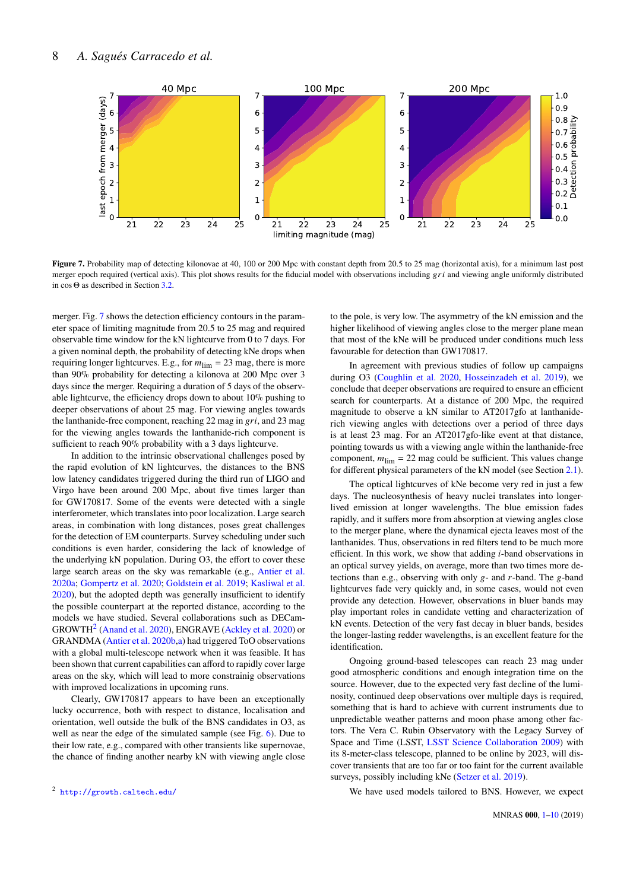**Figure 7.** Probability map of detecting kilonovae at 40, 100 or 200 Mpc with constant depth from 20.5 to 25 mag (horizontal axis), for a minimum last post merger epoch required (vertical axis). This plot shows results for the fiducial model with observations including $gri$ and viewing angle uniformly distributed in $\cos\Theta$ as described in Section 3.2.

merger. Fig. 7 shows the detection efficiency contours in the parameter space of limiting magnitude from 20.5 to 25 mag and required observable time window for the kN lightcurve from 0 to 7 days. For a given nominal depth, the probability of detecting kNe drops when requiring longer lightcurves. E.g., for $m_{\rm lim} = 23$ mag, there is more than 90% probability for detecting a kilonova at 200 Mpc over 3 days since the merger. Requiring a duration of 5 days of the observable lightcurve, the efficiency drops down to about 10% pushing to deeper observations of about 25 mag. For viewing angles towards the lanthanide-free component, reaching 22 mag in $gri$, and 23 mag for the viewing angles towards the lanthanide-rich component is sufficient to reach 90% probability with a 3 days lightcurve.

In addition to the intrinsic observational challenges posed by the rapid evolution of kN lightcurves, the distances to the BNS low latency candidates triggered during the third run of LIGO and Virgo have been around 200 Mpc, about five times larger than for GW170817. Some of the events were detected with a single interferometer, which translates into poor localization. Large search areas, in combination with long distances, poses great challenges for the detection of EM counterparts. Survey scheduling under such conditions is even harder, considering the lack of knowledge of the underlying kN population. During O3, the effort to cover these large search areas on the sky was remarkable (e.g., Antier et al. 2020a; Gompertz et al. 2020; Goldstein et al. 2019; Kasliwal et al. 2020), but the adopted depth was generally insufficient to identify the possible counterpart at the reported distance, according to the models we have studied. Several collaborations such as DECam-GROWTH[2] (Anand et al. 2020), ENGRAVE (Ackley et al. 2020) or GRANDMA (Antier et al. 2020b,a) had triggered ToO observations with a global multi-telescope network when it was feasible. It has been shown that current capabilities can afford to rapidly cover large areas on the sky, which will lead to more constraining observations with improved localizations in upcoming runs.

Clearly, GW170817 appears to have been an exceptionally lucky occurrence, both with respect to distance, localisation and orientation, well outside the bulk of the BNS candidates in O3, as well as near the edge of the simulated sample (see Fig. 6). Due to their low rate, e.g., compared with other transients like supernovae, the chance of finding another nearby kN with viewing angle close to the pole, is very low. The asymmetry of the kN emission and the higher likelihood of viewing angles close to the merger plane mean that most of the kNe will be produced under conditions much less favourable for detection than GW170817.

In agreement with previous studies of follow up campaigns during O3 (Coughlin et al. 2020, Hosseinzadeh et al. 2019), we conclude that deeper observations are required to ensure an efficient search for counterparts. At a distance of 200 Mpc, the required magnitude to observe a kN similar to AT2017gfo at lanthanide-rich viewing angles with detections over a period of three days is at least 23 mag. For an AT2017gfo-like event at that distance, pointing towards us with a viewing angle within the lanthanide-free component, $m_{\rm lim} = 22$ mag could be sufficient. This values change for different physical parameters of the kN model (see Section 2.1).

The optical lightcurves of kNe become very red in just a few days. The nucleosynthesis of heavy nuclei translates into longer-lived emission at longer wavelengths. The blue emission fades rapidly, and it suffers more from absorption at viewing angles close to the merger plane, where the dynamical ejecta leaves most of the lanthanides. Thus, observations in red filters tend to be much more efficient. In this work, we show that adding $i$-band observations in an optical survey yields, on average, more than two times more detections than e.g., observing with only $g$- and $r$-band. The $g$-band lightcurves fade very quickly and, in some cases, would not even provide any detection. However, observations in bluer bands may play important roles in candidate vetting and characterization of kN events. Detection of the very fast decay in bluer bands, besides the longer-lasting redder wavelengths, is an excellent feature for the identification.

Ongoing ground-based telescopes can reach 23 mag under good atmospheric conditions and enough integration time on the source. However, due to the expected very fast decline of the luminosity, continued deep observations over multiple days is required, something that is hard to achieve with current instruments due to unpredictable weather patterns and moon phase among other factors. The Vera C. Rubin Observatory with the Legacy Survey of Space and Time (LSST, LSST Science Collaboration 2009) with its 8-meter-class telescope, planned to be online by 2023, will discover transients that are too far or too faint for the current available surveys, possibly including kNe (Setzer et al. 2019).

We have used models tailored to BNS. However, we expect

[2] http://growth.caltech.edu/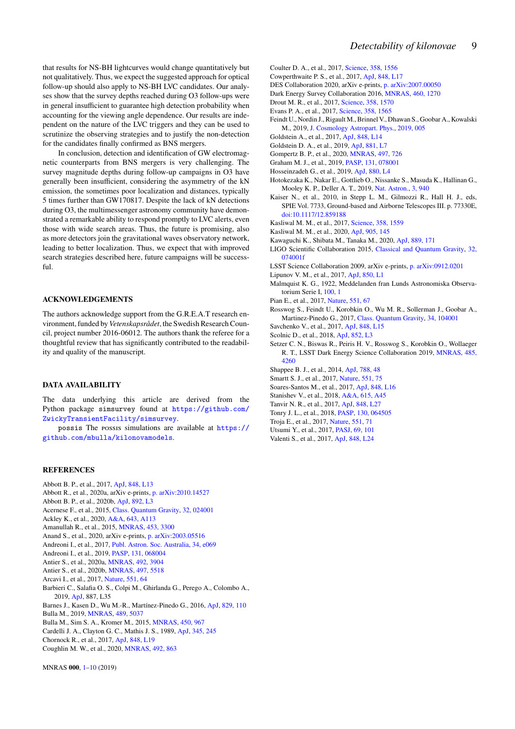that results for NS-BH lightcurves would change quantitatively but not qualitatively. Thus, we expect the suggested approach for optical follow-up should also apply to NS-BH LVC candidates. Our analyses show that the survey depths reached during O3 follow-ups were in general insufficient to guarantee high detection probability when accounting for the viewing angle dependence. Our results are independent on the nature of the LVC triggers and they can be used to scrutinize the observing strategies and to justify the non-detection for the candidates finally confirmed as BNS mergers.

In conclusion, detection and identification of GW electromagnetic counterparts from BNS mergers is very challenging. The survey magnitude depths during follow-up campaigns in O3 have generally been insufficient, considering the asymmetry of the kN emission, the sometimes poor localization and distances, typically 5 times further than GW170817. Despite the lack of kN detections during O3, the multimessenger astronomy community have demonstrated a remarkable ability to respond promptly to LVC alerts, even those with wide search areas. Thus, the future is promising, also as more detectors join the gravitational waves observatory network, leading to better localization. Thus, we expect that with improved search strategies described here, future campaigns will be successful.

## ACKNOWLEDGEMENTS

The authors acknowledge support from the G.R.E.A.T research environment, funded by *Vetenskapsrådet*, the Swedish Research Council, project number 2016-06012. The authors thank the referee for a thoughtful review that has significantly contributed to the readability and quality of the manuscript.

## DATA AVAILABILITY

The data underlying this article are derived from the Python package `simsurvey` found at https://github.com/ZwickyTransientFacility/simsurvey.

possis The possis simulations are available at https://github.com/mbulla/kilonovamodels.

## REFERENCES

Abbott B. P., et al., 2017, ApJ, 848, L13
Abbott R., et al., 2020a, arXiv e-prints, p. arXiv:2010.14527
Abbott B. P., et al., 2020b, ApJ, 892, L3
Acernese F., et al., 2015, Class. Quantum Gravity, 32, 024001
Ackley K., et al., 2020, A&A, 643, A113
Amanullah R., et al., 2015, MNRAS, 453, 3300
Anand S., et al., 2020, arXiv e-prints, p. arXiv:2003.05516
Andreoni I., et al., 2017, Publ. Astron. Soc. Australia, 34, e069
Andreoni I., et al., 2019, PASP, 131, 068004
Antier S., et al., 2020a, MNRAS, 492, 3904
Antier S., et al., 2020b, MNRAS, 497, 5518
Arcavi I., et al., 2017, Nature, 551, 64
Barbieri C., Salafia O. S., Colpi M., Ghirlanda G., Perego A., Colombo A., 2019, ApJ, 887, L35
Barnes J., Kasen D., Wu M.-R., Martínez-Pinedo G., 2016, ApJ, 829, 110
Bulla M., 2019, MNRAS, 489, 5037
Bulla M., Sim S. A., Kromer M., 2015, MNRAS, 450, 967
Cardelli J. A., Clayton G. C., Mathis J. S., 1989, ApJ, 345, 245
Chornock R., et al., 2017, ApJ, 848, L19
Coughlin M. W., et al., 2020, MNRAS, 492, 863
Coulter D. A., et al., 2017, Science, 358, 1556
Cowperthwaite P. S., et al., 2017, ApJ, 848, L17
DES Collaboration 2020, arXiv e-prints, p. arXiv:2007.00050
Dark Energy Survey Collaboration 2016, MNRAS, 460, 1270
Drout M. R., et al., 2017, Science, 358, 1570
Evans P. A., et al., 2017, Science, 358, 1565
Feindt U., Nordin J., Rigault M., Brinnel V., Dhawan S., Goobar A., Kowalski M., 2019, J. Cosmology Astropart. Phys., 2019, 005
Goldstein A., et al., 2017, ApJ, 848, L14
Goldstein D. A., et al., 2019, ApJ, 881, L7
Gompertz B. P., et al., 2020, MNRAS, 497, 726
Graham M. J., et al., 2019, PASP, 131, 078001
Hosseinzadeh G., et al., 2019, ApJ, 880, L4
Hotokezaka K., Nakar E., Gottlieb O., Nissanke S., Masuda K., Hallinan G., Mooley K. P., Deller A. T., 2019, Nat. Astron., 3, 940
Kaiser N., et al., 2010, in Stepp L. M., Gilmozzi R., Hall H. J., eds, SPIE Vol. 7733, Ground-based and Airborne Telescopes III. p. 77330E, doi:10.1117/12.859188
Kasliwal M. M., et al., 2017, Science, 358, 1559
Kasliwal M. M., et al., 2020, ApJ, 905, 145
Kawaguchi K., Shibata M., Tanaka M., 2020, ApJ, 889, 171
LIGO Scientific Collaboration 2015, Classical and Quantum Gravity, 32, 074001f
LSST Science Collaboration 2009, arXiv e-prints, p. arXiv:0912.0201
Lipunov V. M., et al., 2017, ApJ, 850, L1
Malmquist K. G., 1922, Meddelanden fran Lunds Astronomiska Observatorium Serie I, 100, 1
Pian E., et al., 2017, Nature, 551, 67
Rosswog S., Feindt U., Korobkin O., Wu M. R., Sollerman J., Goobar A., Martinez-Pinedo G., 2017, Class. Quantum Gravity, 34, 104001
Savchenko V., et al., 2017, ApJ, 848, L15
Scolnic D., et al., 2018, ApJ, 852, L3
Setzer C. N., Biswas R., Peiris H. V., Rosswog S., Korobkin O., Wollaeger R. T., LSST Dark Energy Science Collaboration 2019, MNRAS, 485, 4260
Shappee B. J., et al., 2014, ApJ, 788, 48
Smartt S. J., et al., 2017, Nature, 551, 75
Soares-Santos M., et al., 2017, ApJ, 848, L16
Stanishev V., et al., 2018, A&A, 615, A45
Tanvir N. R., et al., 2017, ApJ, 848, L27
Tonry J. L., et al., 2018, PASP, 130, 064505
Troja E., et al., 2017, Nature, 551, 71
Utsumi Y., et al., 2017, PASJ, 69, 101
Valenti S., et al., 2017, ApJ, 848, L24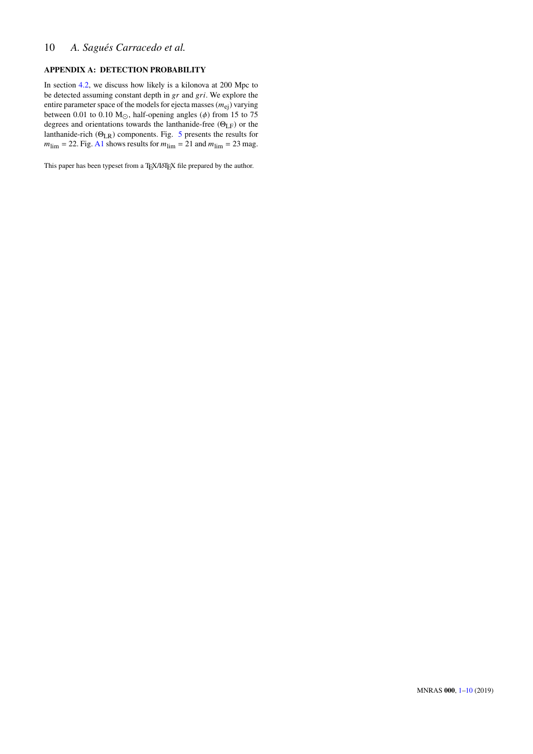## APPENDIX A: DETECTION PROBABILITY

In section 4.2, we discuss how likely is a kilonova at 200 Mpc to be detected assuming constant depth in *gr* and *gri*. We explore the entire parameter space of the models for ejecta masses ($m_{\rm ej}$) varying between 0.01 to 0.10 $\mathrm{M}_{\odot}$, half-opening angles ($\phi$) from 15 to 75 degrees and orientations towards the lanthanide-free ($\Theta_{\rm LF}$) or the lanthanide-rich ($\Theta_{\rm LR}$) components. Fig. 5 presents the results for $m_{\rm lim}$ = 22. Fig. A1 shows results for $m_{\rm lim}$ = 21 and $m_{\rm lim}$ = 23 mag.

This paper has been typeset from a TEX/LATEX file prepared by the author.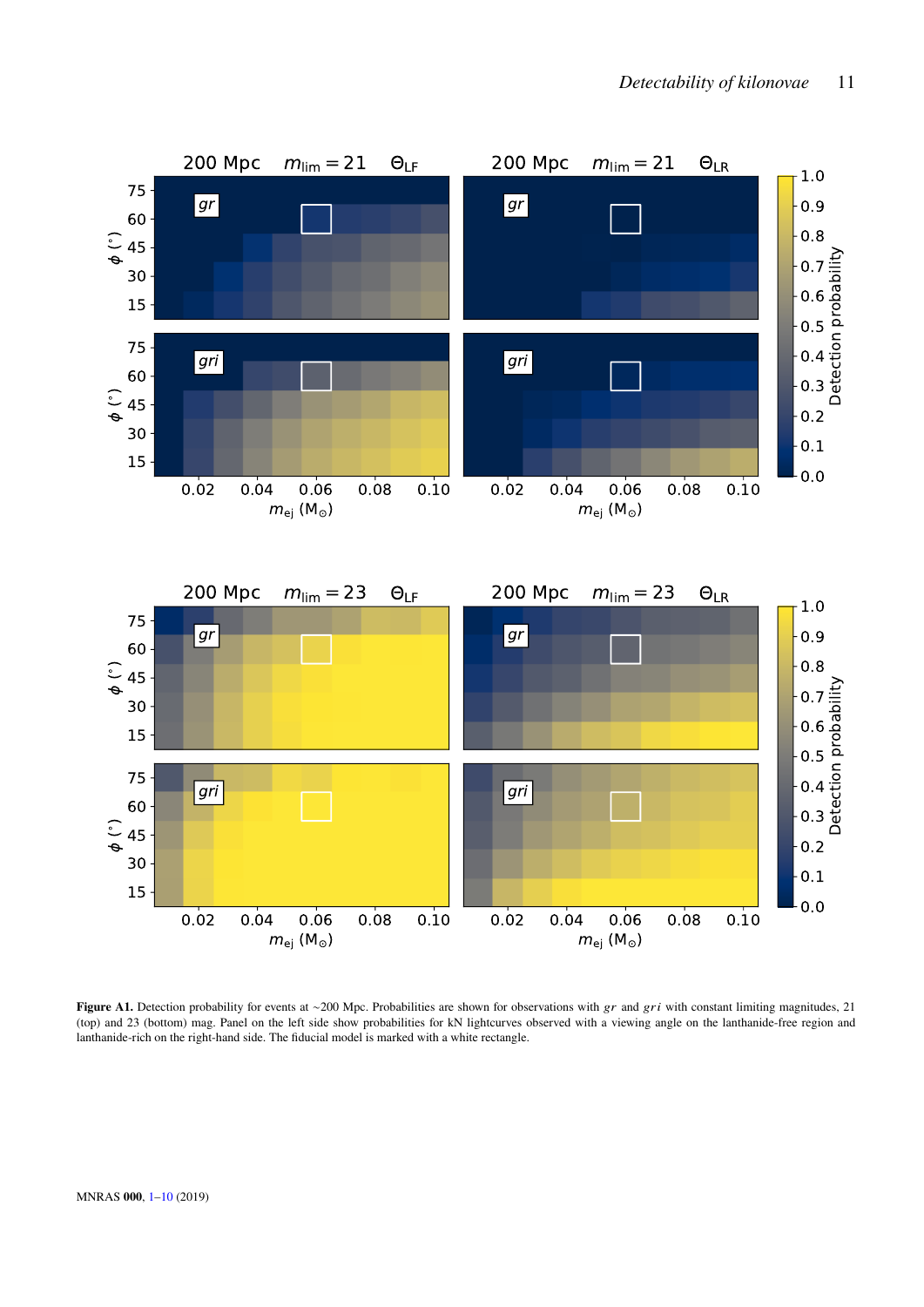200 Mpc $m_{\rm lim} = 21$ $\Theta_{\rm LF}$

200 Mpc $m_{\rm lim} = 21$ $\Theta_{\rm LR}$

gr

gri

$\phi$ (°)

75
60
45
30
15

0.02 0.04 0.06 0.08 0.10

$m_{\rm ej}$ (M$_\odot$)

Detection probability

0.0 0.1 0.2 0.3 0.4 0.5 0.6 0.7 0.8 0.9 1.0

200 Mpc $m_{\rm lim} = 23$ $\Theta_{\rm LF}$

200 Mpc $m_{\rm lim} = 23$ $\Theta_{\rm LR}$

gr

gri

$\phi$ (°)

75
60
45
30
15

0.02 0.04 0.06 0.08 0.10

$m_{\rm ej}$ (M$_\odot$)

Detection probability

0.0 0.1 0.2 0.3 0.4 0.5 0.6 0.7 0.8 0.9 1.0

**Figure A1.** Detection probability for events at ~200 Mpc. Probabilities are shown for observations with *gr* and *gri* with constant limiting magnitudes, 21 (top) and 23 (bottom) mag. Panel on the left side show probabilities for kN lightcurves observed with a viewing angle on the lanthanide-free region and lanthanide-rich on the right-hand side. The fiducial model is marked with a white rectangle.